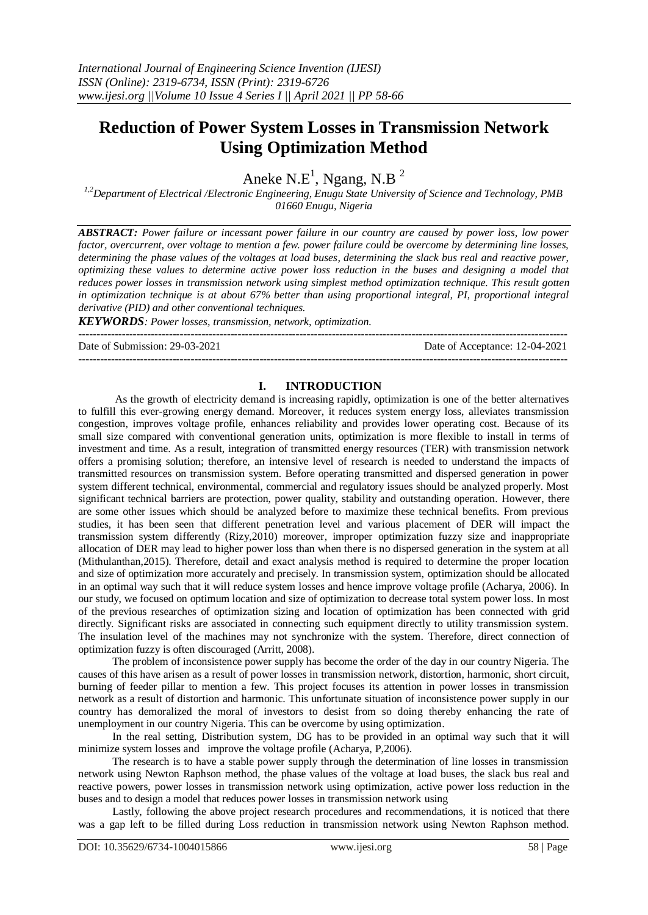# Reduction of Power System Losses in Transmission Network Using Optimization Method

Aneke N.E[1], Ngang, N.B [2]

[1,2]Department of Electrical /Electronic Engineering, Enugu State University of Science and Technology, PMB 01660 Enugu, Nigeria

***ABSTRACT:*** *Power failure or incessant power failure in our country are caused by power loss, low power factor, overcurrent, over voltage to mention a few. power failure could be overcome by determining line losses, determining the phase values of the voltages at load buses, determining the slack bus real and reactive power, optimizing these values to determine active power loss reduction in the buses and designing a model that reduces power losses in transmission network using simplest method optimization technique. This result gotten in optimization technique is at about 67% better than using proportional integral, PI, proportional integral derivative (PID) and other conventional techniques.*

***KEYWORDS****: Power losses, transmission, network, optimization.*

---

Date of Submission: 29-03-2021 Date of Acceptance: 12-04-2021

---

## I. INTRODUCTION

As the growth of electricity demand is increasing rapidly, optimization is one of the better alternatives to fulfill this ever-growing energy demand. Moreover, it reduces system energy loss, alleviates transmission congestion, improves voltage profile, enhances reliability and provides lower operating cost. Because of its small size compared with conventional generation units, optimization is more flexible to install in terms of investment and time. As a result, integration of transmitted energy resources (TER) with transmission network offers a promising solution; therefore, an intensive level of research is needed to understand the impacts of transmitted resources on transmission system. Before operating transmitted and dispersed generation in power system different technical, environmental, commercial and regulatory issues should be analyzed properly. Most significant technical barriers are protection, power quality, stability and outstanding operation. However, there are some other issues which should be analyzed before to maximize these technical benefits. From previous studies, it has been seen that different penetration level and various placement of DER will impact the transmission system differently (Rizy,2010) moreover, improper optimization fuzzy size and inappropriate allocation of DER may lead to higher power loss than when there is no dispersed generation in the system at all (Mithulanthan,2015). Therefore, detail and exact analysis method is required to determine the proper location and size of optimization more accurately and precisely. In transmission system, optimization should be allocated in an optimal way such that it will reduce system losses and hence improve voltage profile (Acharya, 2006). In our study, we focused on optimum location and size of optimization to decrease total system power loss. In most of the previous researches of optimization sizing and location of optimization has been connected with grid directly. Significant risks are associated in connecting such equipment directly to utility transmission system. The insulation level of the machines may not synchronize with the system. Therefore, direct connection of optimization fuzzy is often discouraged (Arritt, 2008).

The problem of inconsistence power supply has become the order of the day in our country Nigeria. The causes of this have arisen as a result of power losses in transmission network, distortion, harmonic, short circuit, burning of feeder pillar to mention a few. This project focuses its attention in power losses in transmission network as a result of distortion and harmonic. This unfortunate situation of inconsistence power supply in our country has demoralized the moral of investors to desist from so doing thereby enhancing the rate of unemployment in our country Nigeria. This can be overcome by using optimization.

In the real setting, Distribution system, DG has to be provided in an optimal way such that it will minimize system losses and improve the voltage profile (Acharya, P,2006).

The research is to have a stable power supply through the determination of line losses in transmission network using Newton Raphson method, the phase values of the voltage at load buses, the slack bus real and reactive powers, power losses in transmission network using optimization, active power loss reduction in the buses and to design a model that reduces power losses in transmission network using

Lastly, following the above project research procedures and recommendations, it is noticed that there was a gap left to be filled during Loss reduction in transmission network using Newton Raphson method.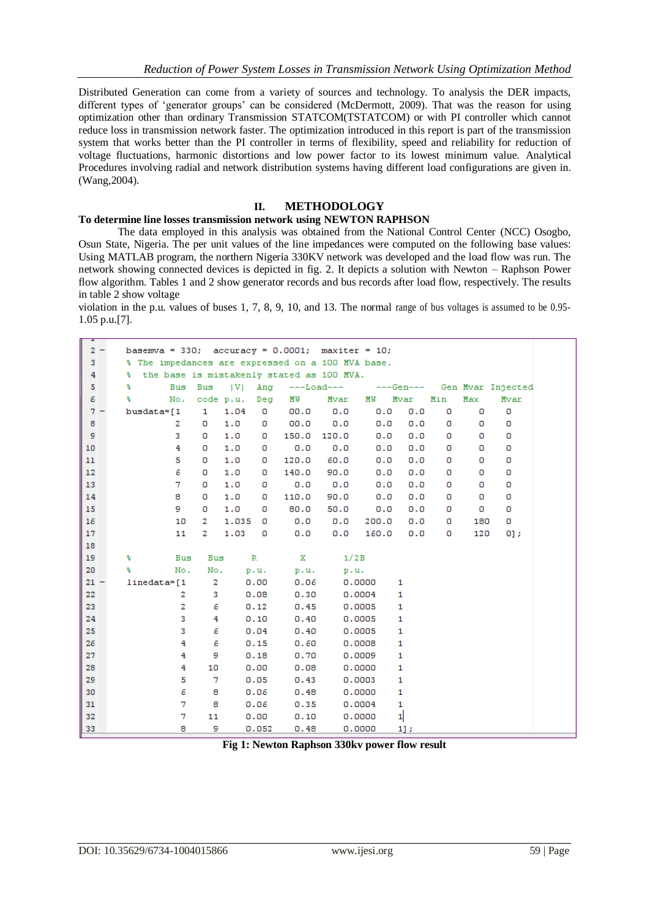Distributed Generation can come from a variety of sources and technology. To analysis the DER impacts, different types of 'generator groups' can be considered (McDermott, 2009). That was the reason for using optimization other than ordinary Transmission STATCOM(TSTATCOM) or with PI controller which cannot reduce loss in transmission network faster. The optimization introduced in this report is part of the transmission system that works better than the PI controller in terms of flexibility, speed and reliability for reduction of voltage fluctuations, harmonic distortions and low power factor to its lowest minimum value. Analytical Procedures involving radial and network distribution systems having different load configurations are given in. (Wang,2004).

## II. METHODOLOGY

### To determine line losses transmission network using NEWTON RAPHSON

The data employed in this analysis was obtained from the National Control Center (NCC) Osogbo, Osun State, Nigeria. The per unit values of the line impedances were computed on the following base values: Using MATLAB program, the northern Nigeria 330KV network was developed and the load flow was run. The network showing connected devices is depicted in fig. 2. It depicts a solution with Newton – Raphson Power flow algorithm. Tables 1 and 2 show generator records and bus records after load flow, respectively. The results in table 2 show voltage violation in the p.u. values of buses 1, 7, 8, 9, 10, and 13. The normal range of bus voltages is assumed to be 0.95-1.05 p.u.[7].

```
2 -   basemva = 330;  accuracy = 0.0001;  maxiter = 10;
3     % The impedances are expressed on a 100 MVA base.
4     %  the base is mistakenly stated as 100 MVA.
5     %        Bus  Bus   |V|   Ang   ---Load---      ---Gen---    Gen Mvar Injected
6     %        No.  code p.u.   Deg   MW      Mvar    MW    Mvar   Min   Max    Mvar
7 -   busdata=[1    1    1.04   0     00.0    0.0     0.0   0.0    0     0      0
8              2    0    1.0    0     00.0    0.0     0.0   0.0    0     0      0
9              3    0    1.0    0     150.0   120.0   0.0   0.0    0     0      0
10             4    0    1.0    0     0.0     0.0     0.0   0.0    0     0      0
11             5    0    1.0    0     120.0   60.0    0.0   0.0    0     0      0
12             6    0    1.0    0     140.0   90.0    0.0   0.0    0     0      0
13             7    0    1.0    0     0.0     0.0     0.0   0.0    0     0      0
14             8    0    1.0    0     110.0   90.0    0.0   0.0    0     0      0
15             9    0    1.0    0     80.0    50.0    0.0   0.0    0     0      0
16             10   2    1.035  0     0.0     0.0     200.0 0.0    0     180    0
17             11   2    1.03   0     0.0     0.0     160.0 0.0    0     120    0];
18
19    %        Bus   Bus     R       X       1/2B
20    %        No.   No.     p.u.    p.u.    p.u.
21 -  linedata=[1    2       0.00    0.06    0.0000    1
22             2     3       0.08    0.30    0.0004    1
23             2     6       0.12    0.45    0.0005    1
24             3     4       0.10    0.40    0.0005    1
25             3     6       0.04    0.40    0.0005    1
26             4     6       0.15    0.60    0.0008    1
27             4     9       0.18    0.70    0.0009    1
28             4     10      0.00    0.08    0.0000    1
29             5     7       0.05    0.43    0.0003    1
30             6     8       0.06    0.48    0.0000    1
31             7     8       0.06    0.35    0.0004    1
32             7     11      0.00    0.10    0.0000    1
33             8     9       0.052   0.48    0.0000    1];
```

**Fig 1: Newton Raphson 330kv power flow result**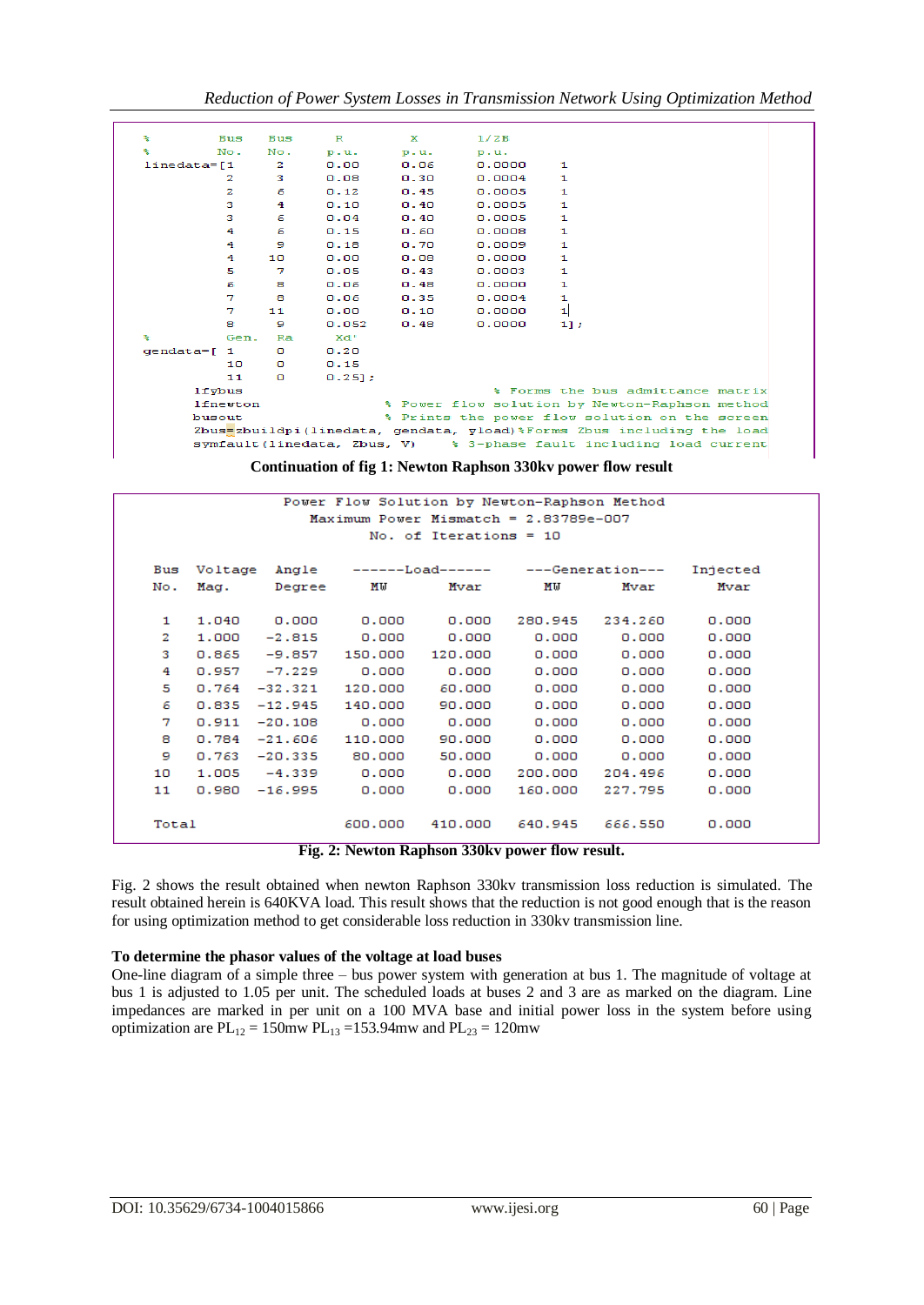```
%         Bus    Bus      R        X        1/2B
%         No.    No.      p.u.     p.u.     p.u.
linedata=[1      2        0.00     0.06     0.0000    1
          2      3        0.08     0.30     0.0004    1
          2      6        0.12     0.45     0.0005    1
          3      4        0.10     0.40     0.0005    1
          3      6        0.04     0.40     0.0005    1
          4      6        0.15     0.60     0.0008    1
          4      9        0.18     0.70     0.0009    1
          4      10       0.00     0.08     0.0000    1
          5      7        0.05     0.43     0.0003    1
          6      8        0.06     0.48     0.0000    1
          7      8        0.06     0.35     0.0004    1
          7      11       0.00     0.10     0.0000    1
          8      9        0.052    0.48     0.0000    1];
%         Gen.   Ra       Xd'
gendata=[ 1      0        0.20
          10     0        0.15
          11     0        0.25];
   lfybus                                              % Forms the bus admittance matrix
   lfnewton                                 % Power flow solution by Newton-Raphson method
   busout                                   % Prints the power flow solution on the screen
   Zbus=zbuildpi(linedata, gendata, yload)%Forms Zbus including the load
   symfault(linedata, Zbus, V)      % 3-phase fault including load current
```

**Continuation of fig 1: Newton Raphson 330kv power flow result**

Power Flow Solution by Newton-Raphson Method
Maximum Power Mismatch = 2.83789e-007
No. of Iterations = 10

| Bus No. | Voltage Mag. | Angle Degree | Load MW | Load Mvar | Generation MW | Generation Mvar | Injected Mvar |
|---|---|---|---|---|---|---|---|
| 1 | 1.040 | 0.000 | 0.000 | 0.000 | 280.945 | 234.260 | 0.000 |
| 2 | 1.000 | -2.815 | 0.000 | 0.000 | 0.000 | 0.000 | 0.000 |
| 3 | 0.865 | -9.857 | 150.000 | 120.000 | 0.000 | 0.000 | 0.000 |
| 4 | 0.957 | -7.229 | 0.000 | 0.000 | 0.000 | 0.000 | 0.000 |
| 5 | 0.764 | -32.321 | 120.000 | 60.000 | 0.000 | 0.000 | 0.000 |
| 6 | 0.835 | -12.945 | 140.000 | 90.000 | 0.000 | 0.000 | 0.000 |
| 7 | 0.911 | -20.108 | 0.000 | 0.000 | 0.000 | 0.000 | 0.000 |
| 8 | 0.784 | -21.606 | 110.000 | 90.000 | 0.000 | 0.000 | 0.000 |
| 9 | 0.763 | -20.335 | 80.000 | 50.000 | 0.000 | 0.000 | 0.000 |
| 10 | 1.005 | -4.339 | 0.000 | 0.000 | 200.000 | 204.496 | 0.000 |
| 11 | 0.980 | -16.995 | 0.000 | 0.000 | 160.000 | 227.795 | 0.000 |
| Total | | | 600.000 | 410.000 | 640.945 | 666.550 | 0.000 |

**Fig. 2: Newton Raphson 330kv power flow result.**

Fig. 2 shows the result obtained when newton Raphson 330kv transmission loss reduction is simulated. The result obtained herein is 640KVA load. This result shows that the reduction is not good enough that is the reason for using optimization method to get considerable loss reduction in 330kv transmission line.

**To determine the phasor values of the voltage at load buses**

One-line diagram of a simple three – bus power system with generation at bus 1. The magnitude of voltage at bus 1 is adjusted to 1.05 per unit. The scheduled loads at buses 2 and 3 are as marked on the diagram. Line impedances are marked in per unit on a 100 MVA base and initial power loss in the system before using optimization are $PL_{12}$ = 150mw $PL_{13}$ =153.94mw and $PL_{23}$ = 120mw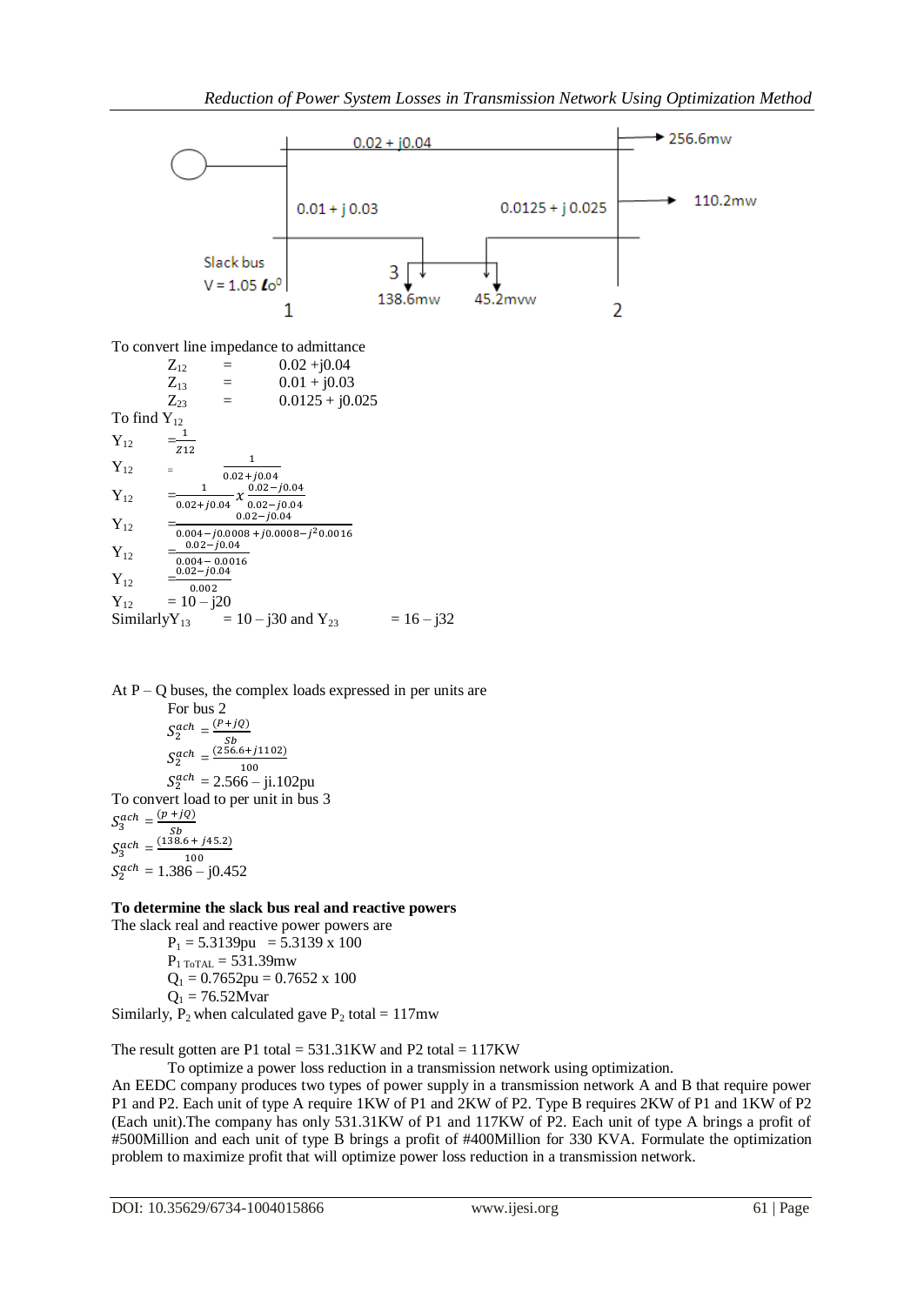To convert line impedance to admittance

$Z_{12} = 0.02 + j0.04$

$Z_{13} = 0.01 + j0.03$

$Z_{23} = 0.0125 + j0.025$

To find $Y_{12}$

$$Y_{12} = \frac{1}{Z12}$$

$$Y_{12} = \frac{1}{0.02+j0.04}$$

$$Y_{12} = \frac{1}{0.02+j0.04} x \frac{0.02-j0.04}{0.02-j0.04}$$

$$Y_{12} = \frac{0.02-j0.04}{0.004-j0.0008+j0.0008-j^2 0.0016}$$

$$Y_{12} = \frac{0.02-j0.04}{0.004-0.0016}$$

$$Y_{12} = \frac{0.02-j0.04}{0.002}$$

$Y_{12} = 10 - j20$

Similarly $Y_{13} = 10 - j30$ and $Y_{23} = 16 - j32$

At P – Q buses, the complex loads expressed in per units are

For bus 2

$$S_2^{ach} = \frac{(P+jQ)}{Sb}$$

$$S_2^{ach} = \frac{(256.6+j1102)}{100}$$

$S_2^{ach} = 2.566 - ji.102$pu

To convert load to per unit in bus 3

$$S_3^{ach} = \frac{(p+jQ)}{Sb}$$

$$S_3^{ach} = \frac{(138.6+j45.2)}{100}$$

$S_2^{ach} = 1.386 - j0.452$

**To determine the slack bus real and reactive powers**

The slack real and reactive power powers are

$P_1 = 5.3139$pu $= 5.3139 \times 100$

$P_{1\ ToTAL} = 531.39$mw

$Q_1 = 0.7652$pu $= 0.7652 \times 100$

$Q_1 = 76.52$Mvar

Similarly, $P_2$ when calculated gave $P_2$ total = 117mw

The result gotten are P1 total = 531.31KW and P2 total = 117KW

To optimize a power loss reduction in a transmission network using optimization.

An EEDC company produces two types of power supply in a transmission network A and B that require power P1 and P2. Each unit of type A require 1KW of P1 and 2KW of P2. Type B requires 2KW of P1 and 1KW of P2 (Each unit).The company has only 531.31KW of P1 and 117KW of P2. Each unit of type A brings a profit of #500Million and each unit of type B brings a profit of #400Million for 330 KVA. Formulate the optimization problem to maximize profit that will optimize power loss reduction in a transmission network.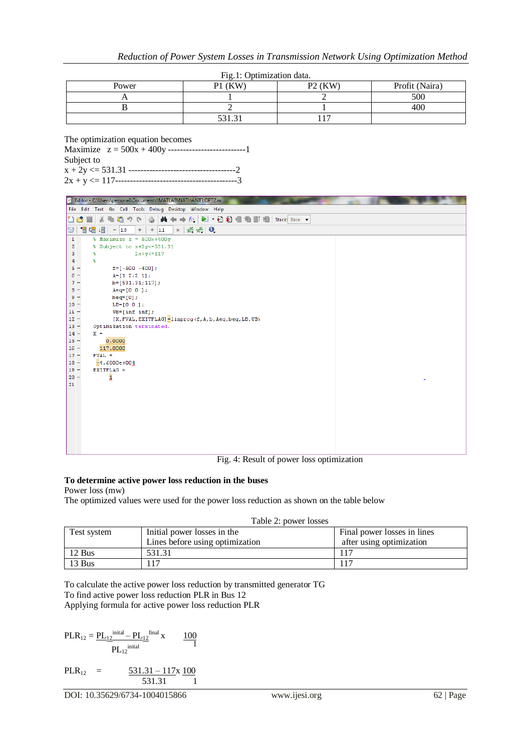Fig.1: Optimization data.

| Power | P1 (KW) | P2 (KW) | Profit (Naira) |
|---|---|---|---|
| A | 1 | 2 | 500 |
| B | 2 | 1 | 400 |
| | 531.31 | 117 | |

The optimization equation becomes

Maximize  z = 500x + 400y --------------------------1

Subject to

x + 2y <= 531.31 ------------------------------------2

2x + y <= 117-----------------------------------------3

```
1    % Maximize z = 500x+400y
2    % Subject to x+2y<=531.31
3    %            2x+y<=117
4    %
5 -       f=[-500 -400];
6 -       A=[1 2;2 1];
7 -       b=[531.31;117];
8 -       Aeq=[0 0 ];
9 -       beq=[0];
10 -      LB=[0 0 ];
11 -      UB=[inf inf];
12 -      [X,FVAL,EXITFLAG]=linprog(f,A,b,Aeq,beq,LB,UB)
13 - Optimization terminated.
14 - X =
15 -        0.0000
16 -      117.0000
17 - FVAL =
18 -     -4.6800e+004
19 - EXITFLAG =
20 -        1
21
```

Fig. 4: Result of power loss optimization

**To determine active power loss reduction in the buses**

Power loss (mw)

The optimized values were used for the power loss reduction as shown on the table below

Table 2: power losses

| Test system | Initial power losses in the Lines before using optimization | Final power losses in lines after using optimization |
|---|---|---|
| 12 Bus | 531.31 | 117 |
| 13 Bus | 117 | 117 |

To calculate the active power loss reduction by transmitted generator TG

To find active power loss reduction PLR in Bus 12

Applying formula for active power loss reduction PLR

$$PLR_{12} = \frac{PL_{12}^{inital} - PL_{12}^{final}}{PL_{12}^{inital}} \times \frac{100}{1}$$

$$PLR_{12} = \frac{531.31 - 117}{531.31} \times \frac{100}{1}$$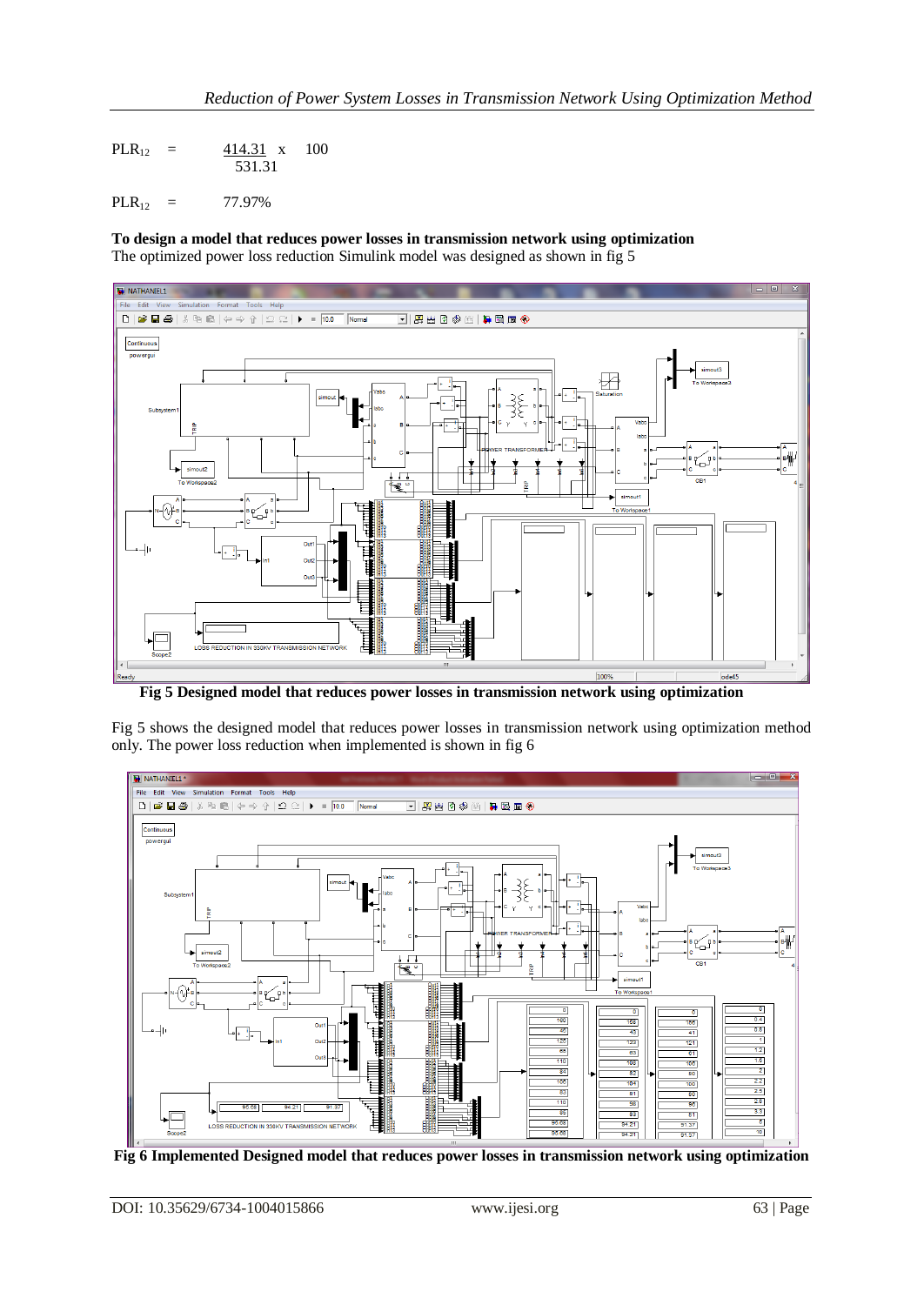$$PLR_{12} = \frac{414.31}{531.31} \times 100$$

$$PLR_{12} = 77.97\%$$

**To design a model that reduces power losses in transmission network using optimization**

The optimized power loss reduction Simulink model was designed as shown in fig 5

**Fig 5 Designed model that reduces power losses in transmission network using optimization**

Fig 5 shows the designed model that reduces power losses in transmission network using optimization method only. The power loss reduction when implemented is shown in fig 6

**Fig 6 Implemented Designed model that reduces power losses in transmission network using optimization**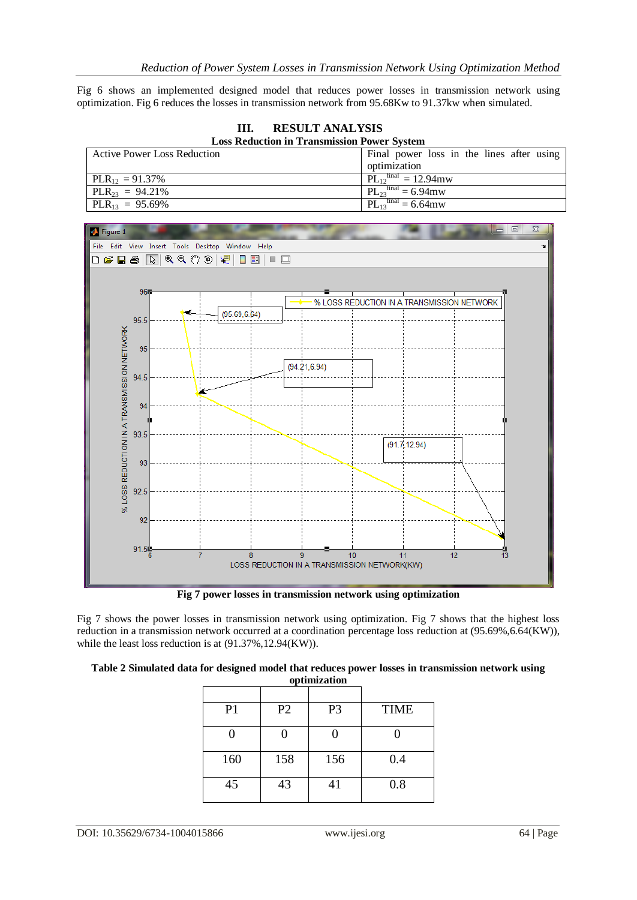Fig 6 shows an implemented designed model that reduces power losses in transmission network using optimization. Fig 6 reduces the losses in transmission network from 95.68Kw to 91.37kw when simulated.

## III. RESULT ANALYSIS

**Loss Reduction in Transmission Power System**

| Active Power Loss Reduction | Final power loss in the lines after using optimization |
|---|---|
| $PLR_{12}$ = 91.37% | $PL_{12}^{final}$ = 12.94mw |
| $PLR_{23}$ = 94.21% | $PL_{23}^{final}$ = 6.94mw |
| $PLR_{13}$ = 95.69% | $PL_{13}^{final}$ = 6.64mw |

**Fig 7 power losses in transmission network using optimization**

Fig 7 shows the power losses in transmission network using optimization. Fig 7 shows that the highest loss reduction in a transmission network occurred at a coordination percentage loss reduction at (95.69%,6.64(KW)), while the least loss reduction is at (91.37%,12.94(KW)).

**Table 2 Simulated data for designed model that reduces power losses in transmission network using optimization**

| P1 | P2 | P3 | TIME |
|---|---|---|---|
| 0 | 0 | 0 | 0 |
| 160 | 158 | 156 | 0.4 |
| 45 | 43 | 41 | 0.8 |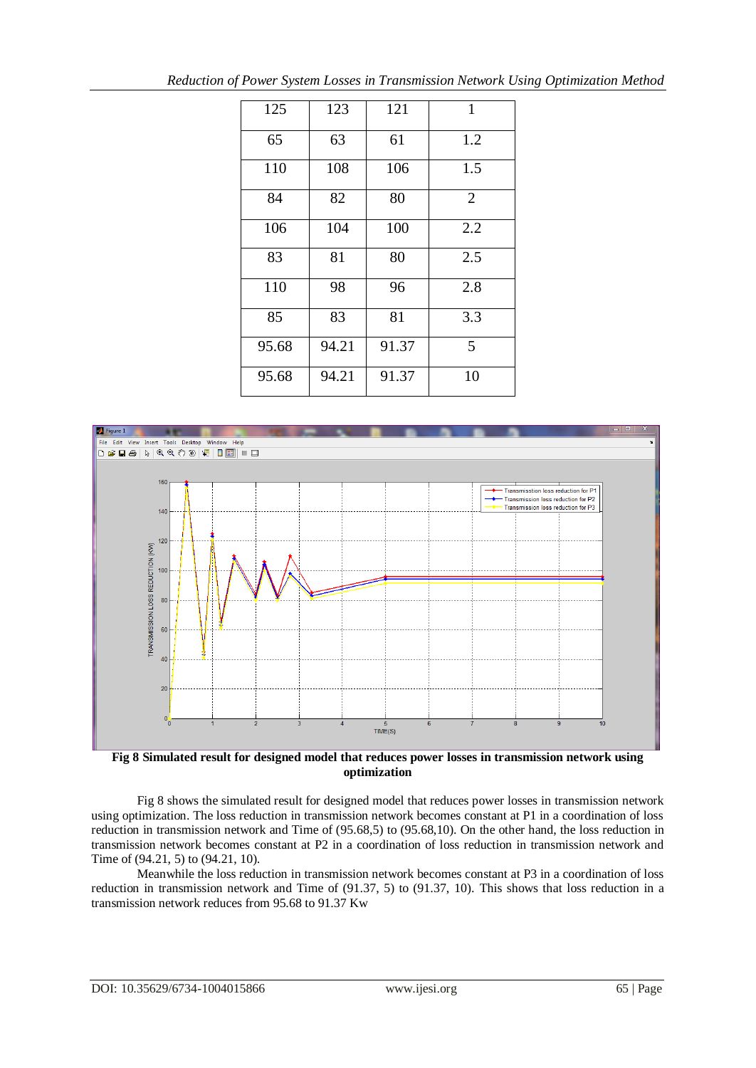| 125 | 123 | 121 | 1 |
|---|---|---|---|
| 65 | 63 | 61 | 1.2 |
| 110 | 108 | 106 | 1.5 |
| 84 | 82 | 80 | 2 |
| 106 | 104 | 100 | 2.2 |
| 83 | 81 | 80 | 2.5 |
| 110 | 98 | 96 | 2.8 |
| 85 | 83 | 81 | 3.3 |
| 95.68 | 94.21 | 91.37 | 5 |
| 95.68 | 94.21 | 91.37 | 10 |

**Fig 8 Simulated result for designed model that reduces power losses in transmission network using optimization**

Fig 8 shows the simulated result for designed model that reduces power losses in transmission network using optimization. The loss reduction in transmission network becomes constant at P1 in a coordination of loss reduction in transmission network and Time of (95.68,5) to (95.68,10). On the other hand, the loss reduction in transmission network becomes constant at P2 in a coordination of loss reduction in transmission network and Time of (94.21, 5) to (94.21, 10).

Meanwhile the loss reduction in transmission network becomes constant at P3 in a coordination of loss reduction in transmission network and Time of (91.37, 5) to (91.37, 10). This shows that loss reduction in a transmission network reduces from 95.68 to 91.37 Kw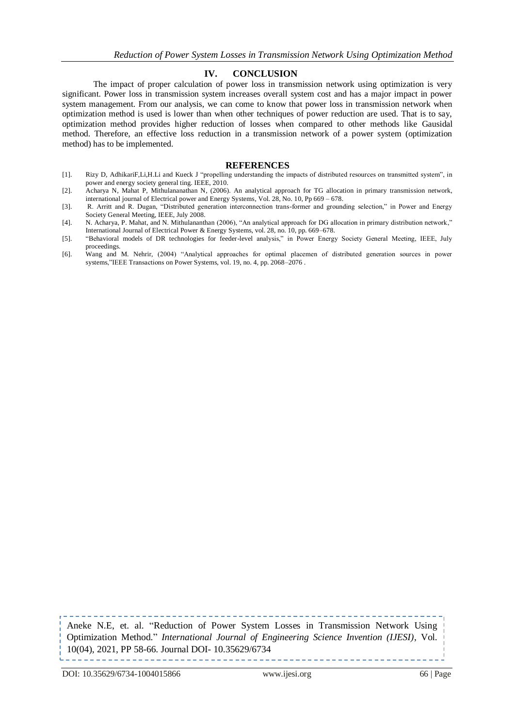## IV. CONCLUSION

The impact of proper calculation of power loss in transmission network using optimization is very significant. Power loss in transmission system increases overall system cost and has a major impact in power system management. From our analysis, we can come to know that power loss in transmission network when optimization method is used is lower than when other techniques of power reduction are used. That is to say, optimization method provides higher reduction of losses when compared to other methods like Gausidal method. Therefore, an effective loss reduction in a transmission network of a power system (optimization method) has to be implemented.

## REFERENCES

[1]. Rizy D, AdhikariF,Li,H.Li and Kueck J "propelling understanding the impacts of distributed resources on transmitted system", in power and energy society general ting. IEEE, 2010.

[2]. Acharya N, Mahat P, Mithulananathan N, (2006). An analytical approach for TG allocation in primary transmission network, international journal of Electrical power and Energy Systems, Vol. 28, No. 10, Pp 669 – 678.

[3]. R. Arritt and R. Dugan, "Distributed generation interconnection trans-former and grounding selection," in Power and Energy Society General Meeting, IEEE, July 2008.

[4]. N. Acharya, P. Mahat, and N. Mithulananthan (2006), "An analytical approach for DG allocation in primary distribution network," International Journal of Electrical Power & Energy Systems, vol. 28, no. 10, pp. 669–678.

[5]. "Behavioral models of DR technologies for feeder-level analysis," in Power Energy Society General Meeting, IEEE, July proceedings.

[6]. Wang and M. Nehrir, (2004) "Analytical approaches for optimal placemen of distributed generation sources in power systems,"IEEE Transactions on Power Systems, vol. 19, no. 4, pp. 2068–2076 .

Aneke N.E, et. al. "Reduction of Power System Losses in Transmission Network Using Optimization Method." *International Journal of Engineering Science Invention (IJESI)*, Vol. 10(04), 2021, PP 58-66. Journal DOI- 10.35629/6734